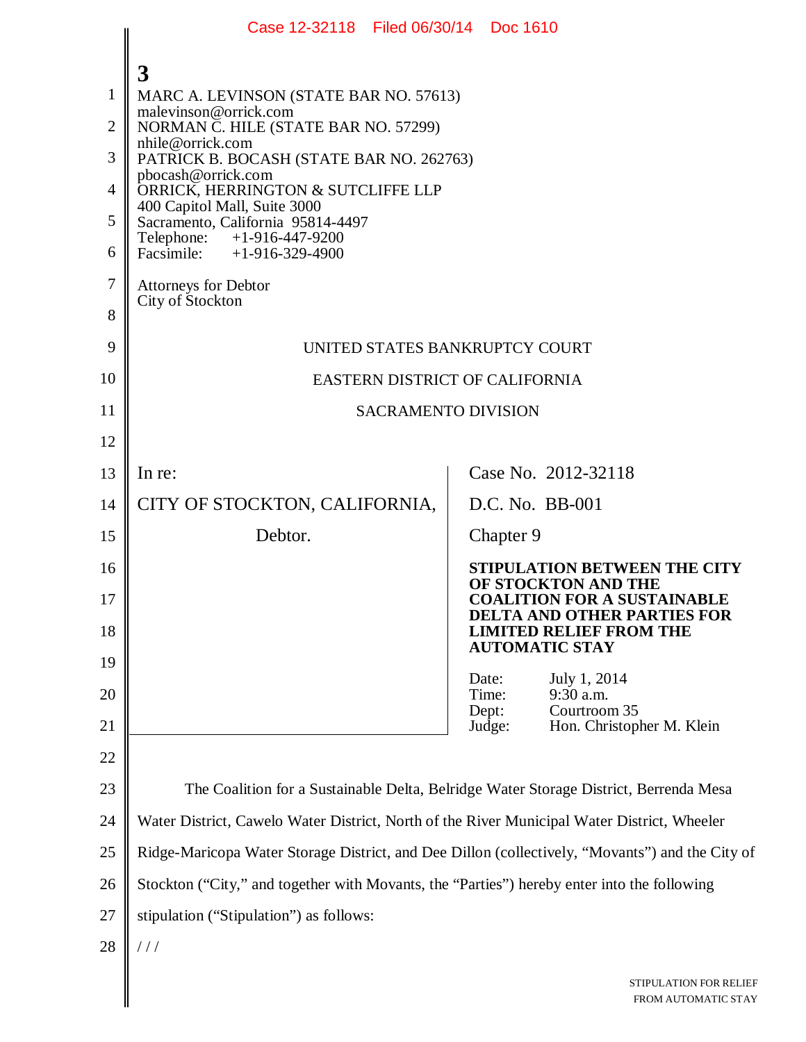3

MARC A. LEVINSON (STATE BAR NO. 57613)
malevinson@orrick.com
NORMAN C. HILE (STATE BAR NO. 57299)
nhile@orrick.com
PATRICK B. BOCASH (STATE BAR NO. 262763)
pbocash@orrick.com
ORRICK, HERRINGTON & SUTCLIFFE LLP
400 Capitol Mall, Suite 3000
Sacramento, California 95814-4497
Telephone: +1-916-447-9200
Facsimile: +1-916-329-4900

Attorneys for Debtor
City of Stockton

UNITED STATES BANKRUPTCY COURT

EASTERN DISTRICT OF CALIFORNIA

SACRAMENTO DIVISION

| | |
|---|---|
| In re:<br><br>CITY OF STOCKTON, CALIFORNIA,<br><br>Debtor. | Case No. 2012-32118<br><br>D.C. No. BB-001<br><br>Chapter 9<br><br>**STIPULATION BETWEEN THE CITY OF STOCKTON AND THE COALITION FOR A SUSTAINABLE DELTA AND OTHER PARTIES FOR LIMITED RELIEF FROM THE AUTOMATIC STAY**<br><br>Date: July 1, 2014<br>Time: 9:30 a.m.<br>Dept: Courtroom 35<br>Judge: Hon. Christopher M. Klein |

The Coalition for a Sustainable Delta, Belridge Water Storage District, Berrenda Mesa Water District, Cawelo Water District, North of the River Municipal Water District, Wheeler Ridge-Maricopa Water Storage District, and Dee Dillon (collectively, "Movants") and the City of Stockton ("City," and together with Movants, the "Parties") hereby enter into the following stipulation ("Stipulation") as follows:

/ / /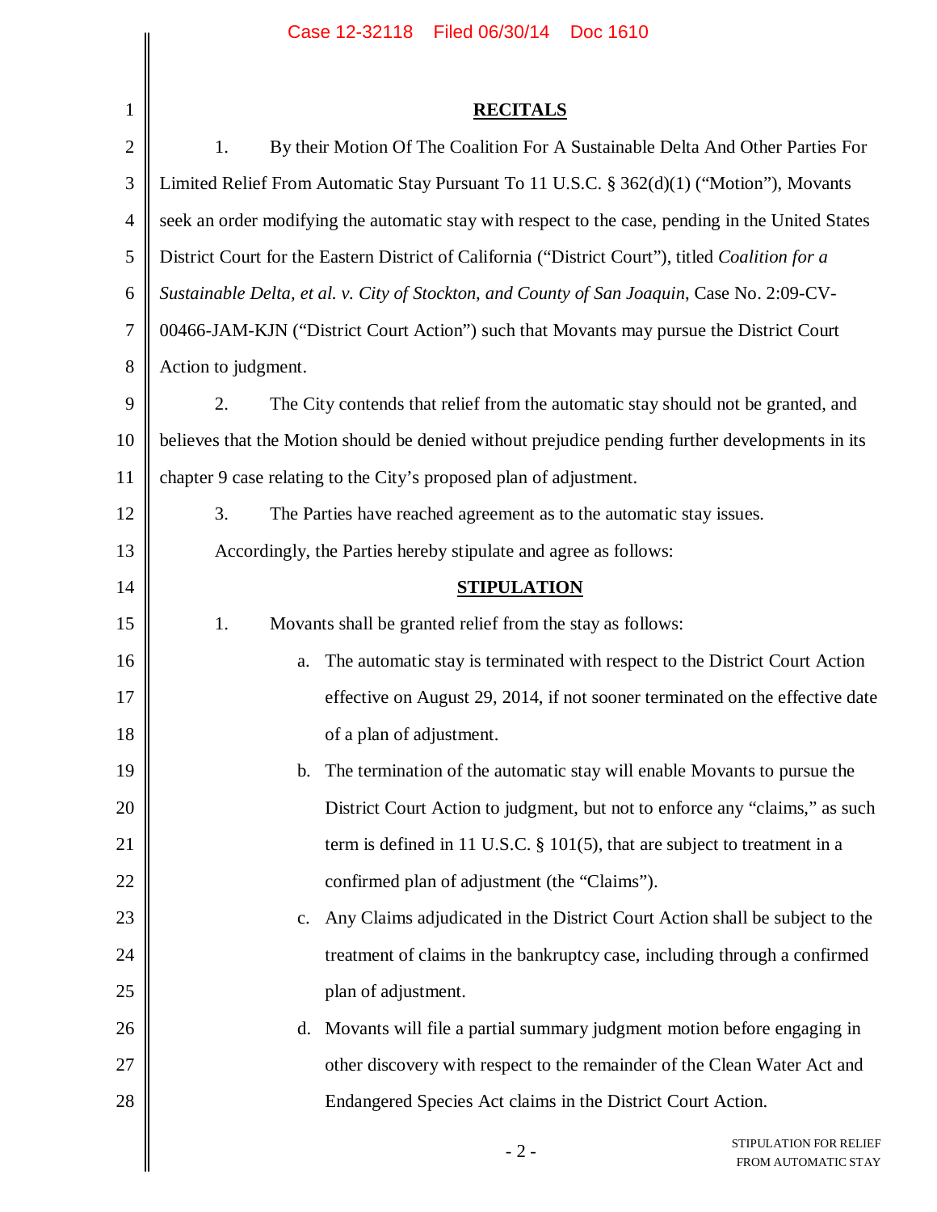## RECITALS

1. By their Motion Of The Coalition For A Sustainable Delta And Other Parties For Limited Relief From Automatic Stay Pursuant To 11 U.S.C. § 362(d)(1) ("Motion"), Movants seek an order modifying the automatic stay with respect to the case, pending in the United States District Court for the Eastern District of California ("District Court"), titled *Coalition for a Sustainable Delta, et al. v. City of Stockton, and County of San Joaquin*, Case No. 2:09-CV-00466-JAM-KJN ("District Court Action") such that Movants may pursue the District Court Action to judgment.

2. The City contends that relief from the automatic stay should not be granted, and believes that the Motion should be denied without prejudice pending further developments in its chapter 9 case relating to the City's proposed plan of adjustment.

3. The Parties have reached agreement as to the automatic stay issues.

Accordingly, the Parties hereby stipulate and agree as follows:

## STIPULATION

1. Movants shall be granted relief from the stay as follows:

   a. The automatic stay is terminated with respect to the District Court Action effective on August 29, 2014, if not sooner terminated on the effective date of a plan of adjustment.

   b. The termination of the automatic stay will enable Movants to pursue the District Court Action to judgment, but not to enforce any "claims," as such term is defined in 11 U.S.C. § 101(5), that are subject to treatment in a confirmed plan of adjustment (the "Claims").

   c. Any Claims adjudicated in the District Court Action shall be subject to the treatment of claims in the bankruptcy case, including through a confirmed plan of adjustment.

   d. Movants will file a partial summary judgment motion before engaging in other discovery with respect to the remainder of the Clean Water Act and Endangered Species Act claims in the District Court Action.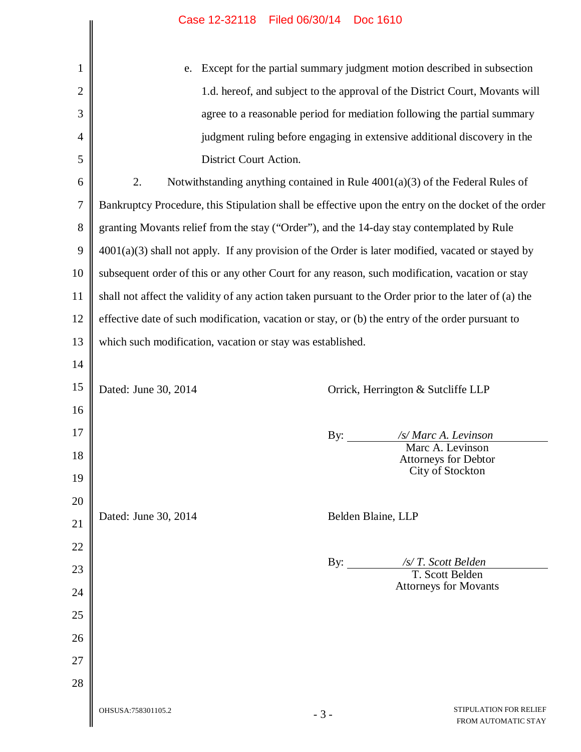e. Except for the partial summary judgment motion described in subsection 1.d. hereof, and subject to the approval of the District Court, Movants will agree to a reasonable period for mediation following the partial summary judgment ruling before engaging in extensive additional discovery in the District Court Action.

2. Notwithstanding anything contained in Rule 4001(a)(3) of the Federal Rules of Bankruptcy Procedure, this Stipulation shall be effective upon the entry on the docket of the order granting Movants relief from the stay ("Order"), and the 14-day stay contemplated by Rule 4001(a)(3) shall not apply. If any provision of the Order is later modified, vacated or stayed by subsequent order of this or any other Court for any reason, such modification, vacation or stay shall not affect the validity of any action taken pursuant to the Order prior to the later of (a) the effective date of such modification, vacation or stay, or (b) the entry of the order pursuant to which such modification, vacation or stay was established.

Dated: June 30, 2014

Orrick, Herrington & Sutcliffe LLP

By: */s/ Marc A. Levinson*
Marc A. Levinson
Attorneys for Debtor
City of Stockton

Dated: June 30, 2014

Belden Blaine, LLP

By: */s/ T. Scott Belden*
T. Scott Belden
Attorneys for Movants